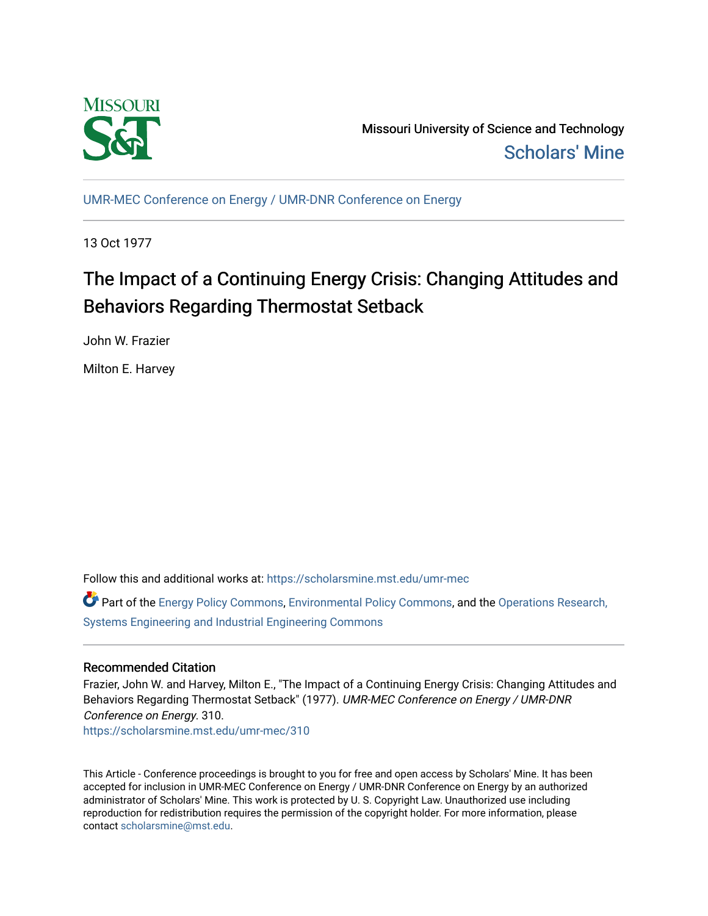Missouri University of Science and Technology

Scholars' Mine

UMR-MEC Conference on Energy / UMR-DNR Conference on Energy

13 Oct 1977

# The Impact of a Continuing Energy Crisis: Changing Attitudes and Behaviors Regarding Thermostat Setback

John W. Frazier

Milton E. Harvey

Follow this and additional works at: https://scholarsmine.mst.edu/umr-mec

Part of the Energy Policy Commons, Environmental Policy Commons, and the Operations Research, Systems Engineering and Industrial Engineering Commons

## Recommended Citation

Frazier, John W. and Harvey, Milton E., "The Impact of a Continuing Energy Crisis: Changing Attitudes and Behaviors Regarding Thermostat Setback" (1977). *UMR-MEC Conference on Energy / UMR-DNR Conference on Energy*. 310.

https://scholarsmine.mst.edu/umr-mec/310

This Article - Conference proceedings is brought to you for free and open access by Scholars' Mine. It has been accepted for inclusion in UMR-MEC Conference on Energy / UMR-DNR Conference on Energy by an authorized administrator of Scholars' Mine. This work is protected by U. S. Copyright Law. Unauthorized use including reproduction for redistribution requires the permission of the copyright holder. For more information, please contact scholarsmine@mst.edu.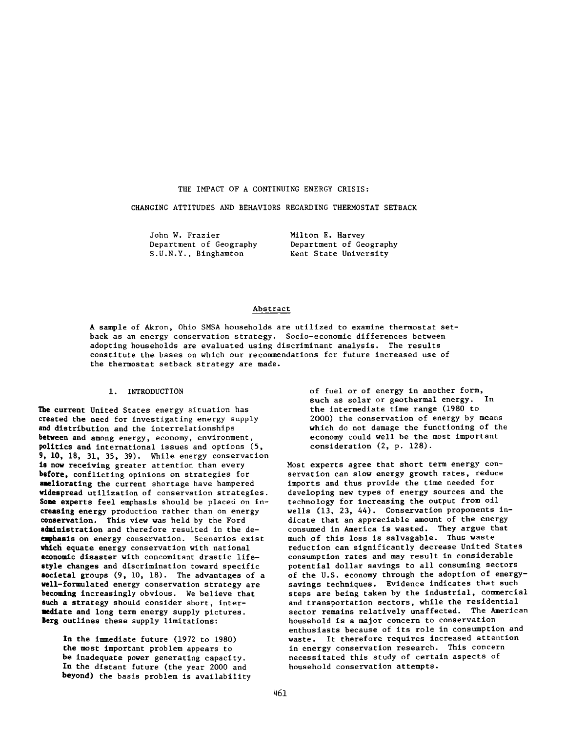# THE IMPACT OF A CONTINUING ENERGY CRISIS:

## CHANGING ATTITUDES AND BEHAVIORS REGARDING THERMOSTAT SETBACK

John W. Frazier
Department of Geography
S.U.N.Y., Binghamton

Milton E. Harvey
Department of Geography
Kent State University

### Abstract

A sample of Akron, Ohio SMSA households are utilized to examine thermostat setback as an energy conservation strategy. Socio-economic differences between adopting households are evaluated using discriminant analysis. The results constitute the bases on which our recommendations for future increased use of the thermostat setback strategy are made.

### 1. INTRODUCTION

The current United States energy situation has created the need for investigating energy supply and distribution and the interrelationships between and among energy, economy, environment, politics and international issues and options (5, 9, 10, 18, 31, 35, 39). While energy conservation is now receiving greater attention than every before, conflicting opinions on strategies for ameliorating the current shortage have hampered widespread utilization of conservation strategies. Some experts feel emphasis should be placed on increasing energy production rather than on energy conservation. This view was held by the Ford administration and therefore resulted in the deemphasis on energy conservation. Scenarios exist which equate energy conservation with national economic disaster with concomitant drastic lifestyle changes and discrimination toward specific societal groups (9, 10, 18). The advantages of a well-formulated energy conservation strategy are becoming increasingly obvious. We believe that such a strategy should consider short, intermediate and long term energy supply pictures. Berg outlines these supply limitations:

> In the immediate future (1972 to 1980) the most important problem appears to be inadequate power generating capacity. In the distant future (the year 2000 and beyond) the basis problem is availability of fuel or of energy in another form, such as solar or geothermal energy. In the intermediate time range (1980 to 2000) the conservation of energy by means which do not damage the functioning of the economy could well be the most important consideration (2, p. 128).

Most experts agree that short term energy conservation can slow energy growth rates, reduce imports and thus provide the time needed for developing new types of energy sources and the technology for increasing the output from oil wells (13, 23, 44). Conservation proponents indicate that an appreciable amount of the energy consumed in America is wasted. They argue that much of this loss is salvagable. Thus waste reduction can significantly decrease United States consumption rates and may result in considerable potential dollar savings to all consuming sectors of the U.S. economy through the adoption of energy-savings techniques. Evidence indicates that such steps are being taken by the industrial, commercial and transportation sectors, while the residential sector remains relatively unaffected. The American household is a major concern to conservation enthusiasts because of its role in consumption and waste. It therefore requires increased attention in energy conservation research. This concern necessitated this study of certain aspects of household conservation attempts.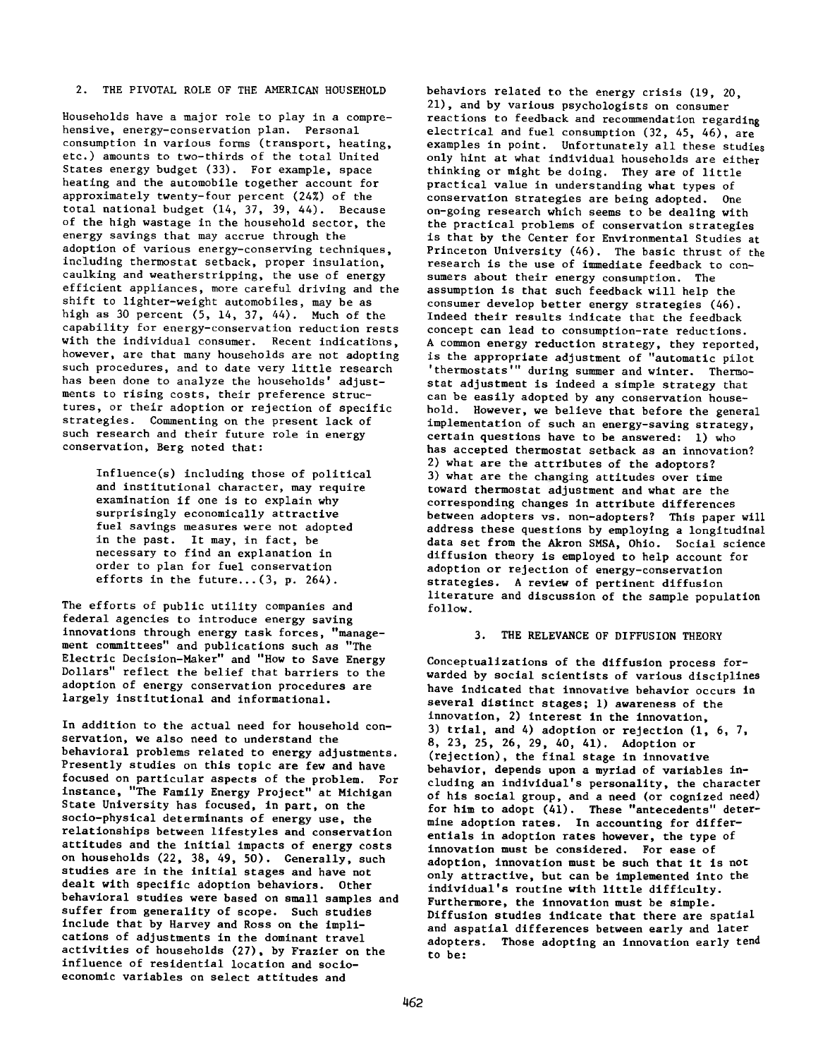## 2. THE PIVOTAL ROLE OF THE AMERICAN HOUSEHOLD

Households have a major role to play in a comprehensive, energy-conservation plan. Personal consumption in various forms (transport, heating, etc.) amounts to two-thirds of the total United States energy budget (33). For example, space heating and the automobile together account for approximately twenty-four percent (24%) of the total national budget (14, 37, 39, 44). Because of the high wastage in the household sector, the energy savings that may accrue through the adoption of various energy-conserving techniques, including thermostat setback, proper insulation, caulking and weatherstripping, the use of energy efficient appliances, more careful driving and the shift to lighter-weight automobiles, may be as high as 30 percent (5, 14, 37, 44). Much of the capability for energy-conservation reduction rests with the individual consumer. Recent indications, however, are that many households are not adopting such procedures, and to date very little research has been done to analyze the households' adjustments to rising costs, their preference structures, or their adoption or rejection of specific strategies. Commenting on the present lack of such research and their future role in energy conservation, Berg noted that:

> Influence(s) including those of political and institutional character, may require examination if one is to explain why surprisingly economically attractive fuel savings measures were not adopted in the past. It may, in fact, be necessary to find an explanation in order to plan for fuel conservation efforts in the future...(3, p. 264).

The efforts of public utility companies and federal agencies to introduce energy saving innovations through energy task forces, "management committees" and publications such as "The Electric Decision-Maker" and "How to Save Energy Dollars" reflect the belief that barriers to the adoption of energy conservation procedures are largely institutional and informational.

In addition to the actual need for household conservation, we also need to understand the behavioral problems related to energy adjustments. Presently studies on this topic are few and have focused on particular aspects of the problem. For instance, "The Family Energy Project" at Michigan State University has focused, in part, on the socio-physical determinants of energy use, the relationships between lifestyles and conservation attitudes and the initial impacts of energy costs on households (22, 38, 49, 50). Generally, such studies are in the initial stages and have not dealt with specific adoption behaviors. Other behavioral studies were based on small samples and suffer from generality of scope. Such studies include that by Harvey and Ross on the implications of adjustments in the dominant travel activities of households (27), by Frazier on the influence of residential location and socio-economic variables on select attitudes and behaviors related to the energy crisis (19, 20, 21), and by various psychologists on consumer reactions to feedback and recommendation regarding electrical and fuel consumption (32, 45, 46), are examples in point. Unfortunately all these studies only hint at what individual households are either thinking or might be doing. They are of little practical value in understanding what types of conservation strategies are being adopted. One on-going research which seems to be dealing with the practical problems of conservation strategies is that by the Center for Environmental Studies at Princeton University (46). The basic thrust of the research is the use of immediate feedback to consumers about their energy consumption. The assumption is that such feedback will help the consumer develop better energy strategies (46). Indeed their results indicate that the feedback concept can lead to consumption-rate reductions. A common energy reduction strategy, they reported, is the appropriate adjustment of "automatic pilot 'thermostats'" during summer and winter. Thermostat adjustment is indeed a simple strategy that can be easily adopted by any conservation household. However, we believe that before the general implementation of such an energy-saving strategy, certain questions have to be answered: 1) who has accepted thermostat setback as an innovation? 2) what are the attributes of the adoptors? 3) what are the changing attitudes over time toward thermostat adjustment and what are the corresponding changes in attribute differences between adopters vs. non-adopters? This paper will address these questions by employing a longitudinal data set from the Akron SMSA, Ohio. Social science diffusion theory is employed to help account for adoption or rejection of energy-conservation strategies. A review of pertinent diffusion literature and discussion of the sample population follow.

## 3. THE RELEVANCE OF DIFFUSION THEORY

Conceptualizations of the diffusion process forwarded by social scientists of various disciplines have indicated that innovative behavior occurs in several distinct stages; 1) awareness of the innovation, 2) interest in the innovation, 3) trial, and 4) adoption or rejection (1, 6, 7, 8, 23, 25, 26, 29, 40, 41). Adoption or (rejection), the final stage in innovative behavior, depends upon a myriad of variables including an individual's personality, the character of his social group, and a need (or cognized need) for him to adopt (41). These "antecedents" determine adoption rates. In accounting for differentials in adoption rates however, the type of innovation must be considered. For ease of adoption, innovation must be such that it is not only attractive, but can be implemented into the individual's routine with little difficulty. Furthermore, the innovation must be simple. Diffusion studies indicate that there are spatial and aspatial differences between early and later adopters. Those adopting an innovation early tend to be: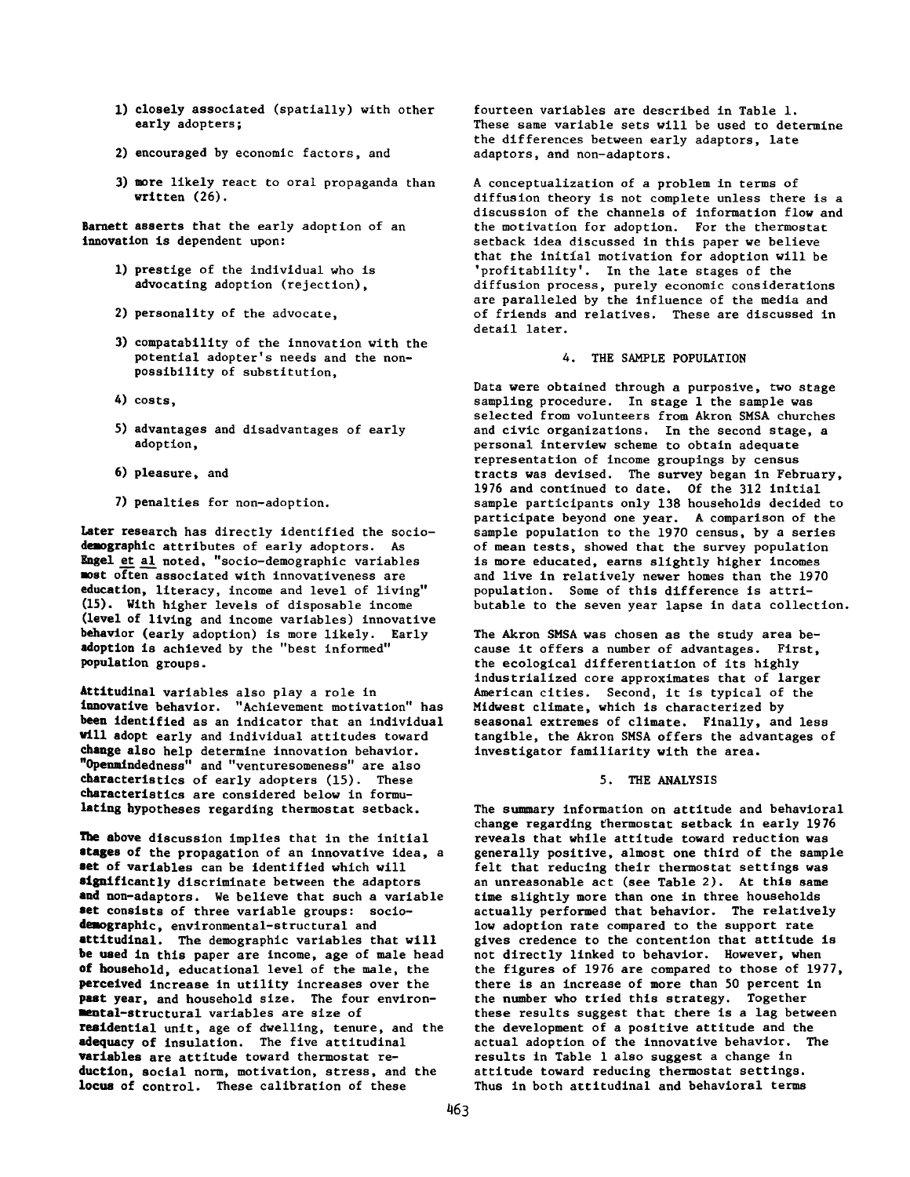1) closely associated (spatially) with other early adopters;

2) encouraged by economic factors, and

3) more likely react to oral propaganda than written (26).

Barnett asserts that the early adoption of an innovation is dependent upon:

1) prestige of the individual who is advocating adoption (rejection),

2) personality of the advocate,

3) compatability of the innovation with the potential adopter's needs and the non-possibility of substitution,

4) costs,

5) advantages and disadvantages of early adoption,

6) pleasure, and

7) penalties for non-adoption.

Later research has directly identified the socio-demographic attributes of early adoptors. As Engel et al noted, "socio-demographic variables most often associated with innovativeness are education, literacy, income and level of living" (15). With higher levels of disposable income (level of living and income variables) innovative behavior (early adoption) is more likely. Early adoption is achieved by the "best informed" population groups.

Attitudinal variables also play a role in innovative behavior. "Achievement motivation" has been identified as an indicator that an individual will adopt early and individual attitudes toward change also help determine innovation behavior. "Openmindedness" and "venturesomeness" are also characteristics of early adopters (15). These characteristics are considered below in formulating hypotheses regarding thermostat setback.

The above discussion implies that in the initial stages of the propagation of an innovative idea, a set of variables can be identified which will significantly discriminate between the adaptors and non-adaptors. We believe that such a variable set consists of three variable groups: socio-demographic, environmental-structural and attitudinal. The demographic variables that will be used in this paper are income, age of male head of household, educational level of the male, the perceived increase in utility increases over the past year, and household size. The four environmental-structural variables are size of residential unit, age of dwelling, tenure, and the adequacy of insulation. The five attitudinal variables are attitude toward thermostat reduction, social norm, motivation, stress, and the locus of control. These calibration of these fourteen variables are described in Table 1. These same variable sets will be used to determine the differences between early adaptors, late adaptors, and non-adaptors.

A conceptualization of a problem in terms of diffusion theory is not complete unless there is a discussion of the channels of information flow and the motivation for adoption. For the thermostat setback idea discussed in this paper we believe that the initial motivation for adoption will be 'profitability'. In the late stages of the diffusion process, purely economic considerations are paralleled by the influence of the media and of friends and relatives. These are discussed in detail later.

## 4. THE SAMPLE POPULATION

Data were obtained through a purposive, two stage sampling procedure. In stage 1 the sample was selected from volunteers from Akron SMSA churches and civic organizations. In the second stage, a personal interview scheme to obtain adequate representation of income groupings by census tracts was devised. The survey began in February, 1976 and continued to date. Of the 312 initial sample participants only 138 households decided to participate beyond one year. A comparison of the sample population to the 1970 census, by a series of mean tests, showed that the survey population is more educated, earns slightly higher incomes and live in relatively newer homes than the 1970 population. Some of this difference is attributable to the seven year lapse in data collection.

The Akron SMSA was chosen as the study area because it offers a number of advantages. First, the ecological differentiation of its highly industrialized core approximates that of larger American cities. Second, it is typical of the Midwest climate, which is characterized by seasonal extremes of climate. Finally, and less tangible, the Akron SMSA offers the advantages of investigator familiarity with the area.

## 5. THE ANALYSIS

The summary information on attitude and behavioral change regarding thermostat setback in early 1976 reveals that while attitude toward reduction was generally positive, almost one third of the sample felt that reducing their thermostat settings was an unreasonable act (see Table 2). At this same time slightly more than one in three households actually performed that behavior. The relatively low adoption rate compared to the support rate gives credence to the contention that attitude is not directly linked to behavior. However, when the figures of 1976 are compared to those of 1977, there is an increase of more than 50 percent in the number who tried this strategy. Together these results suggest that there is a lag between the development of a positive attitude and the actual adoption of the innovative behavior. The results in Table 1 also suggest a change in attitude toward reducing thermostat settings. Thus in both attitudinal and behavioral terms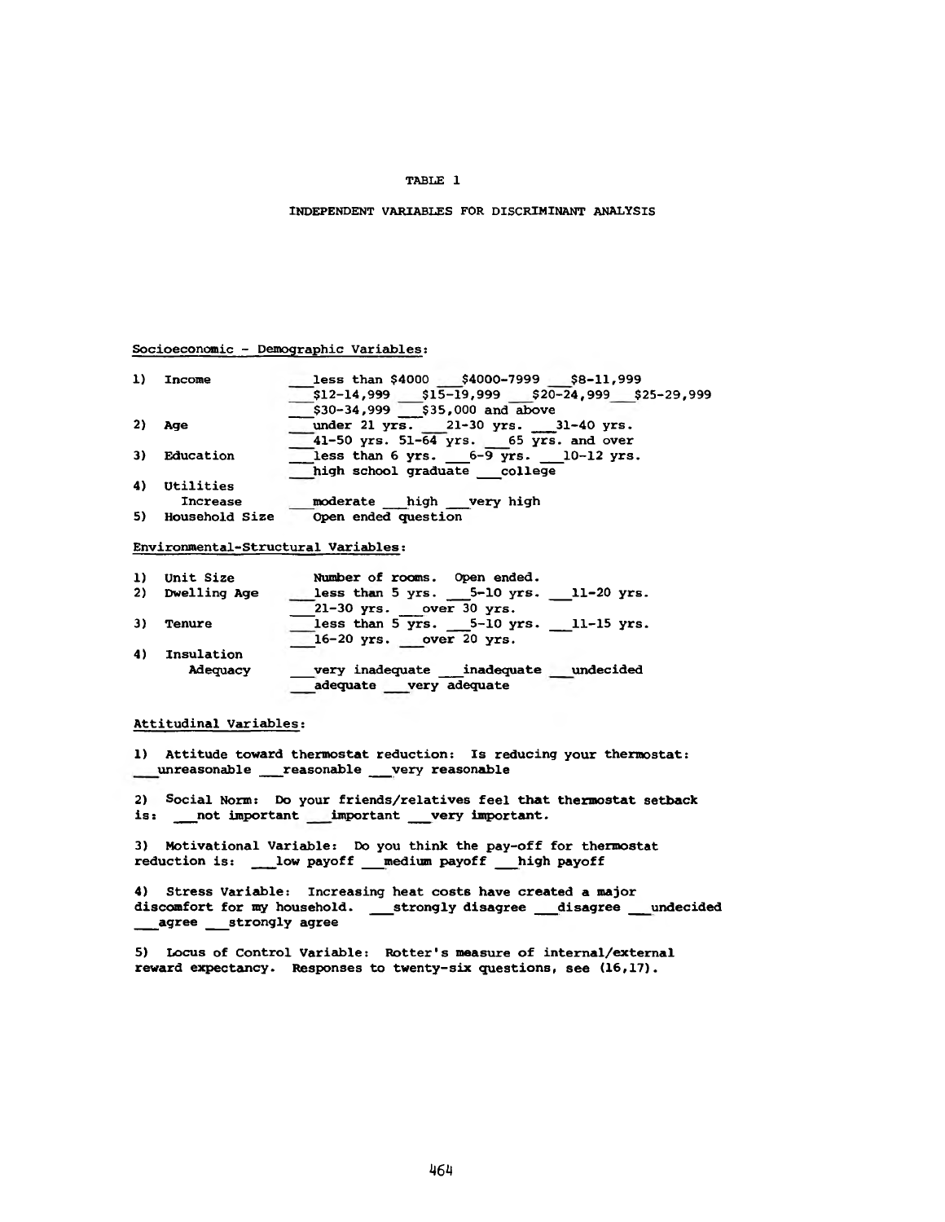TABLE 1

INDEPENDENT VARIABLES FOR DISCRIMINANT ANALYSIS

Socioeconomic - Demographic Variables:

| | | |
|---|---|---|
| 1) | Income | ___less than $4000 ___$4000-7999 ___$8-11,999 ___$12-14,999 ___$15-19,999 ___$20-24,999___$25-29,999 ___$30-34,999 ___$35,000 and above |
| 2) | Age | ___under 21 yrs. ___21-30 yrs. ___31-40 yrs. ___41-50 yrs. 51-64 yrs. ___65 yrs. and over |
| 3) | Education | ___less than 6 yrs. ___6-9 yrs. ___10-12 yrs. ___high school graduate ___college |
| 4) | Utilities Increase | ___moderate ___high ___very high |
| 5) | Household Size | Open ended question |

Environmental-Structural Variables:

| | | |
|---|---|---|
| 1) | Unit Size | Number of rooms. Open ended. |
| 2) | Dwelling Age | ___less than 5 yrs. ___5-10 yrs. ___11-20 yrs. ___21-30 yrs. ___over 30 yrs. |
| 3) | Tenure | ___less than 5 yrs. ___5-10 yrs. ___11-15 yrs. ___16-20 yrs. ___over 20 yrs. |
| 4) | Insulation Adequacy | ___very inadequate ___inadequate ___undecided ___adequate ___very adequate |

Attitudinal Variables:

1) Attitude toward thermostat reduction: Is reducing your thermostat: ___unreasonable ___reasonable ___very reasonable

2) Social Norm: Do your friends/relatives feel that thermostat setback is: ___not important ___important ___very important.

3) Motivational Variable: Do you think the pay-off for thermostat reduction is: ___low payoff ___medium payoff ___high payoff

4) Stress Variable: Increasing heat costs have created a major discomfort for my household. ___strongly disagree ___disagree ___undecided ___agree ___strongly agree

5) Locus of Control Variable: Rotter's measure of internal/external reward expectancy. Responses to twenty-six questions, see (16,17).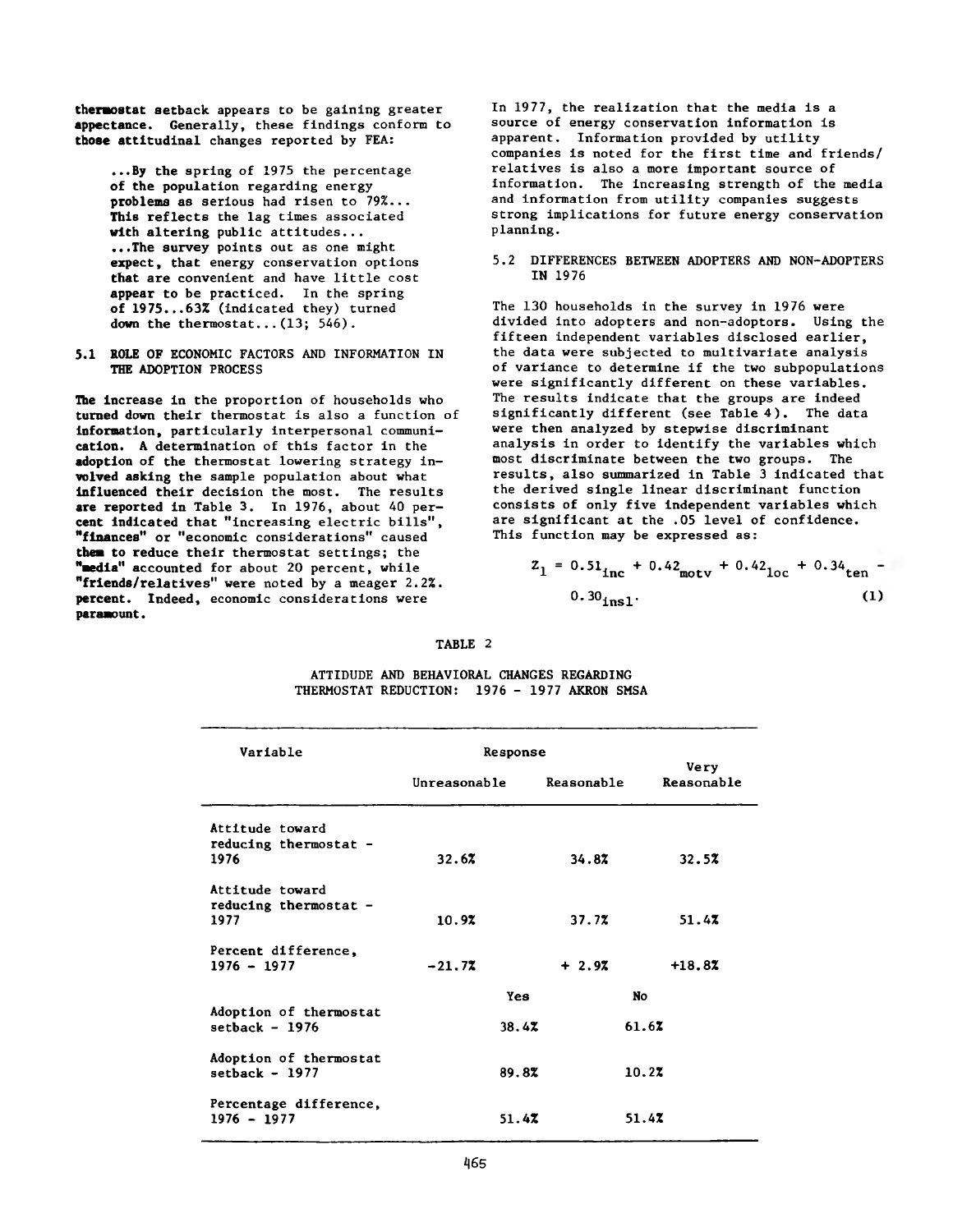thermostat setback appears to be gaining greater appectance. Generally, these findings conform to those attitudinal changes reported by FEA:

> ...By the spring of 1975 the percentage of the population regarding energy problems as serious had risen to 79%... This reflects the lag times associated with altering public attitudes... ...The survey points out as one might expect, that energy conservation options that are convenient and have little cost appear to be practiced. In the spring of 1975...63% (indicated they) turned down the thermostat...(13; 546).

### 5.1 ROLE OF ECONOMIC FACTORS AND INFORMATION IN THE ADOPTION PROCESS

The increase in the proportion of households who turned down their thermostat is also a function of information, particularly interpersonal communication. A determination of this factor in the adoption of the thermostat lowering strategy involved asking the sample population about what influenced their decision the most. The results are reported in Table 3. In 1976, about 40 percent indicated that "increasing electric bills", "finances" or "economic considerations" caused them to reduce their thermostat settings; the "media" accounted for about 20 percent, while "friends/relatives" were noted by a meager 2.2%. percent. Indeed, economic considerations were paramount.

In 1977, the realization that the media is a source of energy conservation information is apparent. Information provided by utility companies is noted for the first time and friends/relatives is also a more important source of information. The increasing strength of the media and information from utility companies suggests strong implications for future energy conservation planning.

### 5.2 DIFFERENCES BETWEEN ADOPTERS AND NON-ADOPTERS IN 1976

The 130 households in the survey in 1976 were divided into adopters and non-adoptors. Using the fifteen independent variables disclosed earlier, the data were subjected to multivariate analysis of variance to determine if the two subpopulations were significantly different on these variables. The results indicate that the groups are indeed significantly different (see Table 4). The data were then analyzed by stepwise discriminant analysis in order to identify the variables which most discriminate between the two groups. The results, also summarized in Table 3 indicated that the derived single linear discriminant function consists of only five independent variables which are significant at the .05 level of confidence. This function may be expressed as:

$$Z_1 = 0.51_{inc} + 0.42_{motv} + 0.42_{loc} + 0.34_{ten} - 0.30_{insl}. \quad (1)$$

TABLE 2

ATTIDUDE AND BEHAVIORAL CHANGES REGARDING THERMOSTAT REDUCTION: 1976 - 1977 AKRON SMSA

| Variable | Response | | |
|---|---|---|---|
| | Unreasonable | Reasonable | Very Reasonable |
| Attitude toward reducing thermostat - 1976 | 32.6% | 34.8% | 32.5% |
| Attitude toward reducing thermostat - 1977 | 10.9% | 37.7% | 51.4% |
| Percent difference, 1976 - 1977 | -21.7% | + 2.9% | +18.8% |
| | Yes | No | |
| Adoption of thermostat setback - 1976 | 38.4% | 61.6% | |
| Adoption of thermostat setback - 1977 | 89.8% | 10.2% | |
| Percentage difference, 1976 - 1977 | 51.4% | 51.4% | |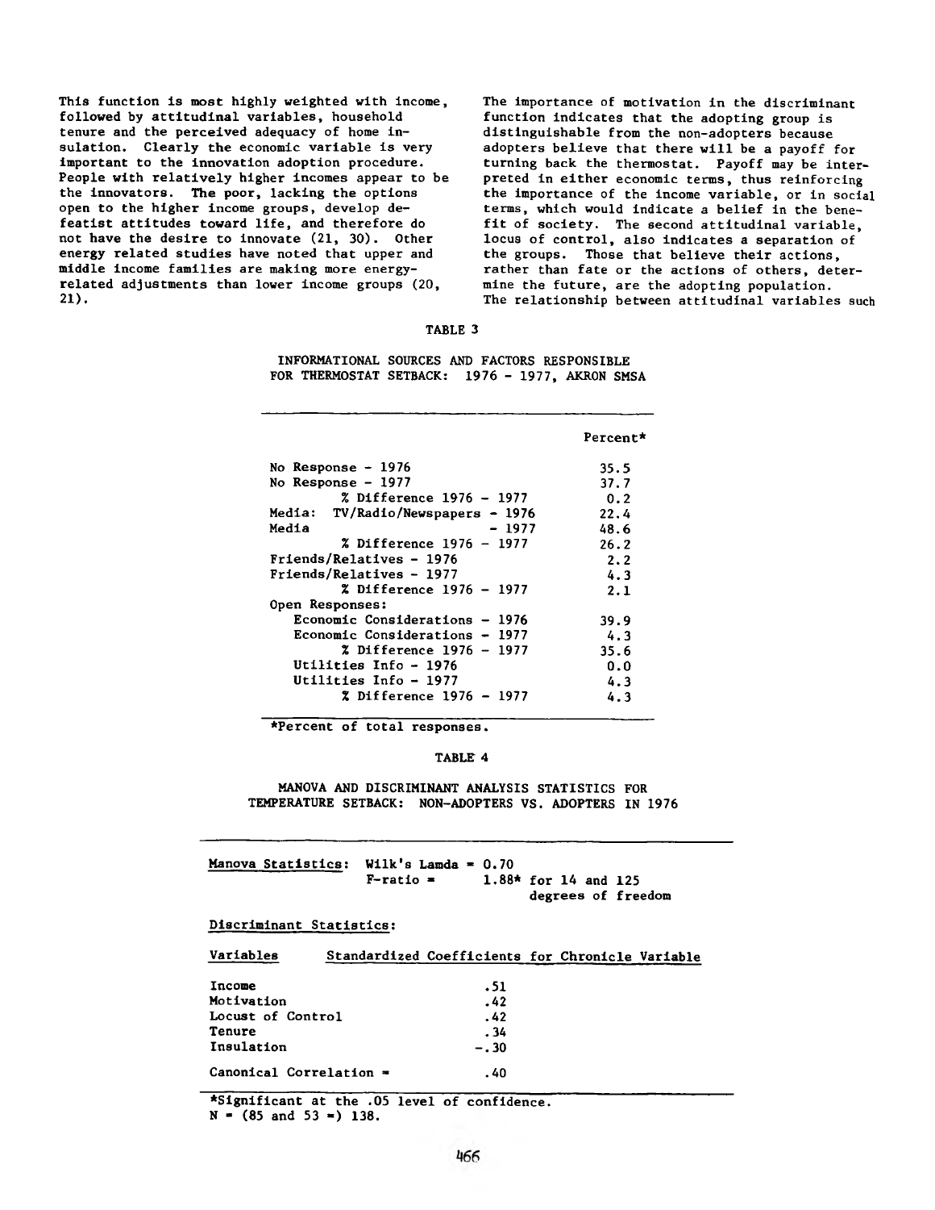This function is most highly weighted with income, followed by attitudinal variables, household tenure and the perceived adequacy of home insulation. Clearly the economic variable is very important to the innovation adoption procedure. People with relatively higher incomes appear to be the innovators. The poor, lacking the options open to the higher income groups, develop defeatist attitudes toward life, and therefore do not have the desire to innovate (21, 30). Other energy related studies have noted that upper and middle income families are making more energy-related adjustments than lower income groups (20, 21).

The importance of motivation in the discriminant function indicates that the adopting group is distinguishable from the non-adopters because adopters believe that there will be a payoff for turning back the thermostat. Payoff may be interpreted in either economic terms, thus reinforcing the importance of the income variable, or in social terms, which would indicate a belief in the benefit of society. The second attitudinal variable, locus of control, also indicates a separation of the groups. Those that believe their actions, rather than fate or the actions of others, determine the future, are the adopting population. The relationship between attitudinal variables such

TABLE 3

INFORMATIONAL SOURCES AND FACTORS RESPONSIBLE FOR THERMOSTAT SETBACK: 1976 - 1977, AKRON SMSA

| | Percent* |
|---|---|
| No Response - 1976 | 35.5 |
| No Response - 1977 | 37.7 |
| % Difference 1976 - 1977 | 0.2 |
| Media: TV/Radio/Newspapers - 1976 | 22.4 |
| Media - 1977 | 48.6 |
| % Difference 1976 - 1977 | 26.2 |
| Friends/Relatives - 1976 | 2.2 |
| Friends/Relatives - 1977 | 4.3 |
| % Difference 1976 - 1977 | 2.1 |
| Open Responses: | |
| Economic Considerations - 1976 | 39.9 |
| Economic Considerations - 1977 | 4.3 |
| % Difference 1976 - 1977 | 35.6 |
| Utilities Info - 1976 | 0.0 |
| Utilities Info - 1977 | 4.3 |
| % Difference 1976 - 1977 | 4.3 |

*Percent of total responses.

TABLE 4

MANOVA AND DISCRIMINANT ANALYSIS STATISTICS FOR TEMPERATURE SETBACK: NON-ADOPTERS VS. ADOPTERS IN 1976

**Manova Statistics:** Wilk's Lamda = 0.70
F-ratio = 1.88* for 14 and 125 degrees of freedom

**Discriminant Statistics:**

| Variables | Standardized Coefficients for Chronicle Variable |
|---|---|
| Income | .51 |
| Motivation | .42 |
| Locust of Control | .42 |
| Tenure | .34 |
| Insulation | -.30 |
| Canonical Correlation = | .40 |

*Significant at the .05 level of confidence.
N = (85 and 53 =) 138.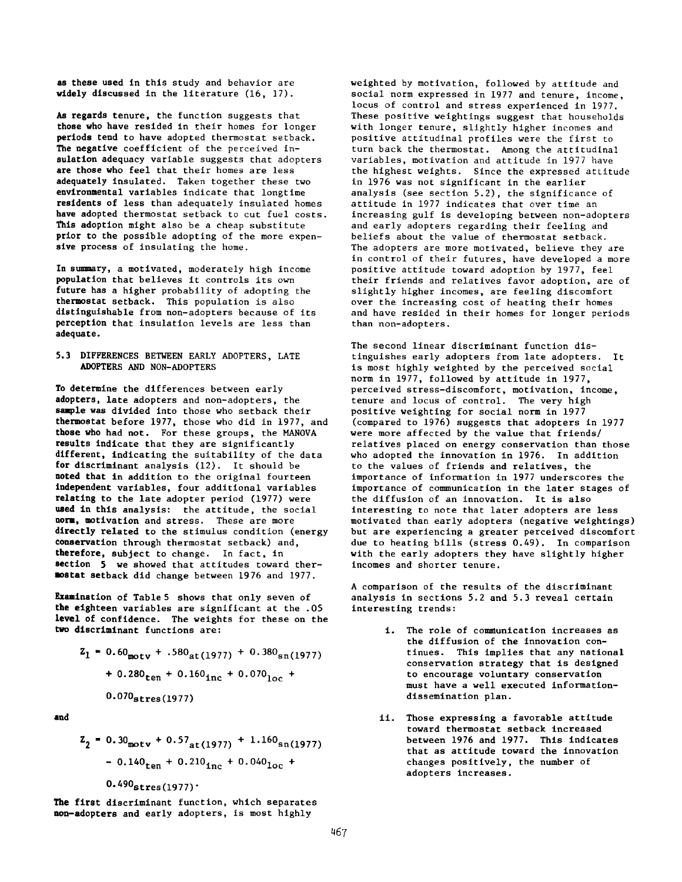as these used in this study and behavior are widely discussed in the literature (16, 17).

As regards tenure, the function suggests that those who have resided in their homes for longer periods tend to have adopted thermostat setback. The negative coefficient of the perceived insulation adequacy variable suggests that adopters are those who feel that their homes are less adequately insulated. Taken together these two environmental variables indicate that longtime residents of less than adequately insulated homes have adopted thermostat setback to cut fuel costs. This adoption might also be a cheap substitute prior to the possible adopting of the more expensive process of insulating the home.

In summary, a motivated, moderately high income population that believes it controls its own future has a higher probability of adopting the thermostat setback. This population is also distinguishable from non-adopters because of its perception that insulation levels are less than adequate.

### 5.3 DIFFERENCES BETWEEN EARLY ADOPTERS, LATE ADOPTERS AND NON-ADOPTERS

To determine the differences between early adopters, late adopters and non-adopters, the sample was divided into those who setback their thermostat before 1977, those who did in 1977, and those who had not. For these groups, the MANOVA results indicate that they are significantly different, indicating the suitability of the data for discriminant analysis (12). It should be noted that in addition to the original fourteen independent variables, four additional variables relating to the late adopter period (1977) were used in this analysis: the attitude, the social norm, motivation and stress. These are more directly related to the stimulus condition (energy conservation through thermostat setback) and, therefore, subject to change. In fact, in section 5 we showed that attitudes toward thermostat setback did change between 1976 and 1977.

Examination of Table 5 shows that only seven of the eighteen variables are significant at the .05 level of confidence. The weights for these on the two discriminant functions are:

$$Z_1 = 0.60_{motv} + .580_{at(1977)} + 0.380_{sn(1977)} + 0.280_{ten} + 0.160_{inc} + 0.070_{loc} + 0.070_{stres(1977)}$$

and

$$Z_2 = 0.30_{motv} + 0.57_{at(1977)} + 1.160_{sn(1977)} - 0.140_{ten} + 0.210_{inc} + 0.040_{loc} + 0.490_{stres(1977)}.$$

The first discriminant function, which separates non-adopters and early adopters, is most highly weighted by motivation, followed by attitude and social norm expressed in 1977 and tenure, income, locus of control and stress experienced in 1977. These positive weightings suggest that households with longer tenure, slightly higher incomes and positive attitudinal profiles were the first to turn back the thermostat. Among the attitudinal variables, motivation and attitude in 1977 have the highest weights. Since the expressed attitude in 1976 was not significant in the earlier analysis (see section 5.2), the significance of attitude in 1977 indicates that over time an increasing gulf is developing between non-adopters and early adopters regarding their feeling and beliefs about the value of thermostat setback. The adopters are more motivated, believe they are in control of their futures, have developed a more positive attitude toward adoption by 1977, feel their friends and relatives favor adoption, are of slightly higher incomes, are feeling discomfort over the increasing cost of heating their homes and have resided in their homes for longer periods than non-adopters.

The second linear discriminant function distinguishes early adopters from late adopters. It is most highly weighted by the perceived social norm in 1977, followed by attitude in 1977, perceived stress-discomfort, motivation, income, tenure and locus of control. The very high positive weighting for social norm in 1977 (compared to 1976) suggests that adopters in 1977 were more affected by the value that friends/relatives placed on energy conservation than those who adopted the innovation in 1976. In addition to the values of friends and relatives, the importance of information in 1977 underscores the importance of communication in the later stages of the diffusion of an innovation. It is also interesting to note that later adopters are less motivated than early adopters (negative weightings) but are experiencing a greater perceived discomfort due to heating bills (stress 0.49). In comparison with the early adopters they have slightly higher incomes and shorter tenure.

A comparison of the results of the discriminant analysis in sections 5.2 and 5.3 reveal certain interesting trends:

i. The role of communication increases as the diffusion of the innovation continues. This implies that any national conservation strategy that is designed to encourage voluntary conservation must have a well executed information-dissemination plan.

ii. Those expressing a favorable attitude toward thermostat setback increased between 1976 and 1977. This indicates that as attitude toward the innovation changes positively, the number of adopters increases.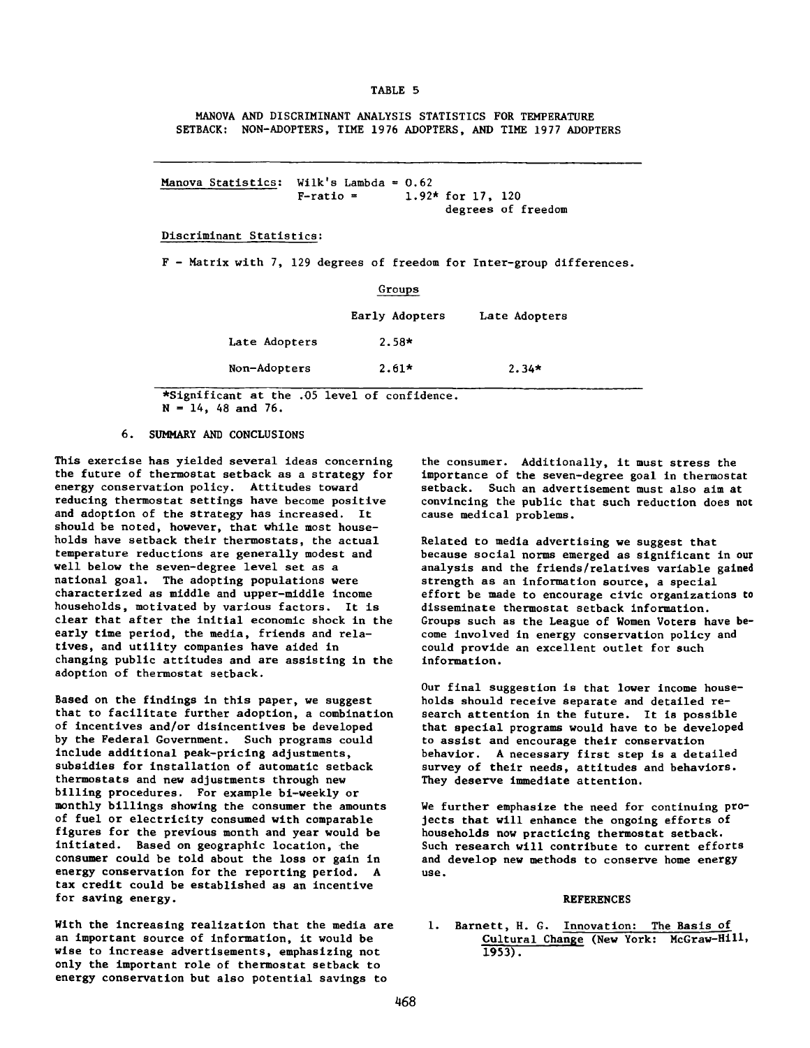TABLE 5

MANOVA AND DISCRIMINANT ANALYSIS STATISTICS FOR TEMPERATURE SETBACK: NON-ADOPTERS, TIME 1976 ADOPTERS, AND TIME 1977 ADOPTERS

Manova Statistics: Wilk's Lambda = 0.62
F-ratio = 1.92* for 17, 120 degrees of freedom

Discriminant Statistics:

F - Matrix with 7, 129 degrees of freedom for Inter-group differences.

| | Groups | |
|---|---|---|
| | Early Adopters | Late Adopters |
| Late Adopters | 2.58* | |
| Non-Adopters | 2.61* | 2.34* |

*Significant at the .05 level of confidence.
N = 14, 48 and 76.

## 6. SUMMARY AND CONCLUSIONS

This exercise has yielded several ideas concerning the future of thermostat setback as a strategy for energy conservation policy. Attitudes toward reducing thermostat settings have become positive and adoption of the strategy has increased. It should be noted, however, that while most households have setback their thermostats, the actual temperature reductions are generally modest and well below the seven-degree level set as a national goal. The adopting populations were characterized as middle and upper-middle income households, motivated by various factors. It is clear that after the initial economic shock in the early time period, the media, friends and relatives, and utility companies have aided in changing public attitudes and are assisting in the adoption of thermostat setback.

Based on the findings in this paper, we suggest that to facilitate further adoption, a combination of incentives and/or disincentives be developed by the Federal Government. Such programs could include additional peak-pricing adjustments, subsidies for installation of automatic setback thermostats and new adjustments through new billing procedures. For example bi-weekly or monthly billings showing the consumer the amounts of fuel or electricity consumed with comparable figures for the previous month and year would be initiated. Based on geographic location, the consumer could be told about the loss or gain in energy conservation for the reporting period. A tax credit could be established as an incentive for saving energy.

With the increasing realization that the media are an important source of information, it would be wise to increase advertisements, emphasizing not only the important role of thermostat setback to energy conservation but also potential savings to the consumer. Additionally, it must stress the importance of the seven-degree goal in thermostat setback. Such an advertisement must also aim at convincing the public that such reduction does not cause medical problems.

Related to media advertising we suggest that because social norms emerged as significant in our analysis and the friends/relatives variable gained strength as an information source, a special effort be made to encourage civic organizations to disseminate thermostat setback information. Groups such as the League of Women Voters have become involved in energy conservation policy and could provide an excellent outlet for such information.

Our final suggestion is that lower income households should receive separate and detailed research attention in the future. It is possible that special programs would have to be developed to assist and encourage their conservation behavior. A necessary first step is a detailed survey of their needs, attitudes and behaviors. They deserve immediate attention.

We further emphasize the need for continuing projects that will enhance the ongoing efforts of households now practicing thermostat setback. Such research will contribute to current efforts and develop new methods to conserve home energy use.

## REFERENCES

1. Barnett, H. G. Innovation: The Basis of Cultural Change (New York: McGraw-Hill, 1953).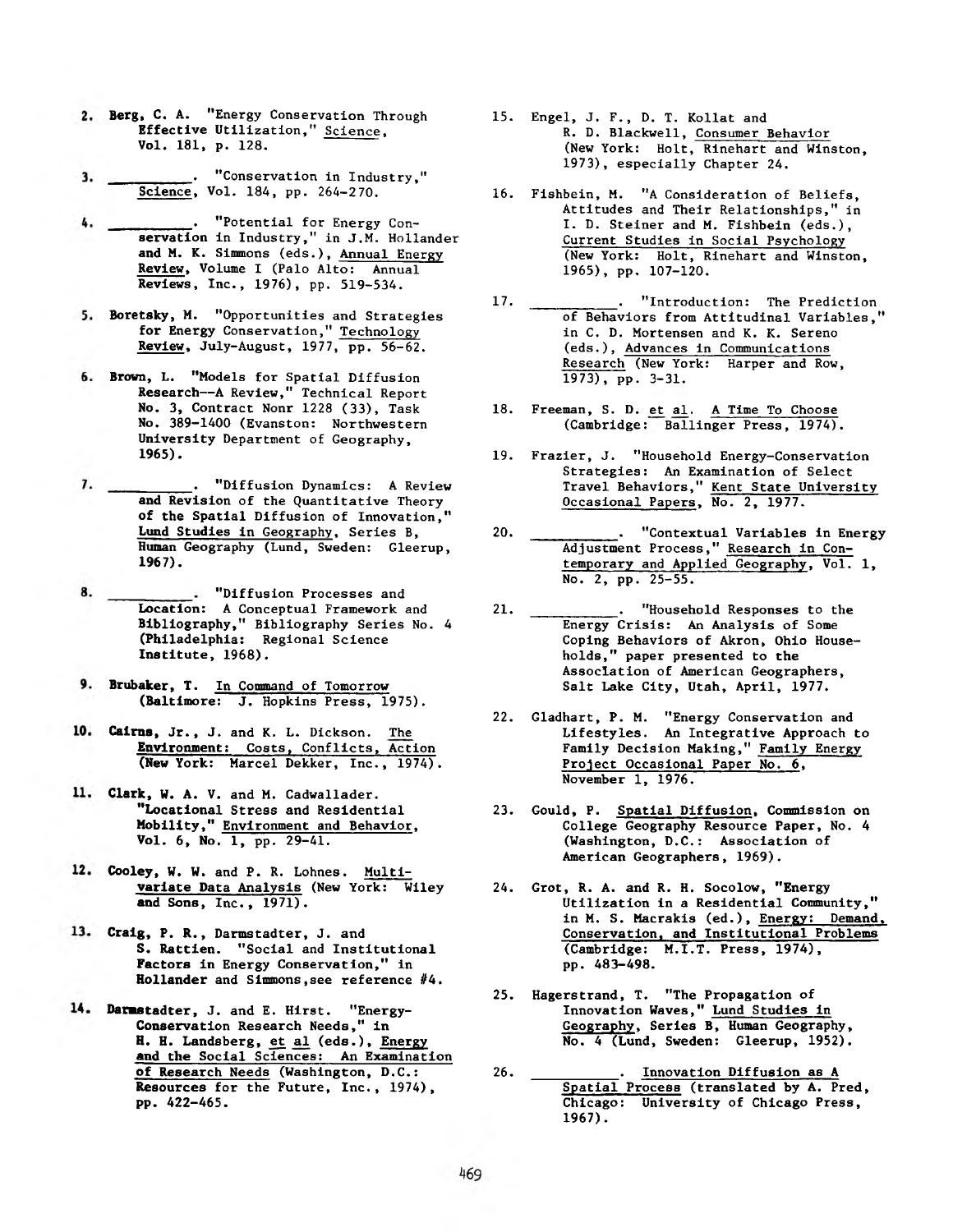2. Berg, C. A. "Energy Conservation Through Effective Utilization," Science, Vol. 181, p. 128.

3. __________. "Conservation in Industry," Science, Vol. 184, pp. 264-270.

4. __________. "Potential for Energy Conservation in Industry," in J.M. Hollander and M. K. Simmons (eds.), Annual Energy Review, Volume I (Palo Alto: Annual Reviews, Inc., 1976), pp. 519-534.

5. Boretsky, M. "Opportunities and Strategies for Energy Conservation," Technology Review, July-August, 1977, pp. 56-62.

6. Brown, L. "Models for Spatial Diffusion Research--A Review," Technical Report No. 3, Contract Nonr 1228 (33), Task No. 389-1400 (Evanston: Northwestern University Department of Geography, 1965).

7. __________. "Diffusion Dynamics: A Review and Revision of the Quantitative Theory of the Spatial Diffusion of Innovation," Lund Studies in Geography, Series B, Human Geography (Lund, Sweden: Gleerup, 1967).

8. __________. "Diffusion Processes and Location: A Conceptual Framework and Bibliography," Bibliography Series No. 4 (Philadelphia: Regional Science Institute, 1968).

9. Brubaker, T. In Command of Tomorrow (Baltimore: J. Hopkins Press, 1975).

10. Cairns, Jr., J. and K. L. Dickson. The Environment: Costs, Conflicts, Action (New York: Marcel Dekker, Inc., 1974).

11. Clark, W. A. V. and M. Cadwallader. "Locational Stress and Residential Mobility," Environment and Behavior, Vol. 6, No. 1, pp. 29-41.

12. Cooley, W. W. and P. R. Lohnes. Multivariate Data Analysis (New York: Wiley and Sons, Inc., 1971).

13. Craig, P. R., Darmstadter, J. and S. Rattien. "Social and Institutional Factors in Energy Conservation," in Hollander and Simmons, see reference #4.

14. Darmstadter, J. and E. Hirst. "Energy-Conservation Research Needs," in H. H. Landsberg, et al (eds.), Energy and the Social Sciences: An Examination of Research Needs (Washington, D.C.: Resources for the Future, Inc., 1974), pp. 422-465.

15. Engel, J. F., D. T. Kollat and R. D. Blackwell, Consumer Behavior (New York: Holt, Rinehart and Winston, 1973), especially Chapter 24.

16. Fishbein, M. "A Consideration of Beliefs, Attitudes and Their Relationships," in I. D. Steiner and M. Fishbein (eds.), Current Studies in Social Psychology (New York: Holt, Rinehart and Winston, 1965), pp. 107-120.

17. __________. "Introduction: The Prediction of Behaviors from Attitudinal Variables," in C. D. Mortensen and K. K. Sereno (eds.), Advances in Communications Research (New York: Harper and Row, 1973), pp. 3-31.

18. Freeman, S. D. et al. A Time To Choose (Cambridge: Ballinger Press, 1974).

19. Frazier, J. "Household Energy-Conservation Strategies: An Examination of Select Travel Behaviors," Kent State University Occasional Papers, No. 2, 1977.

20. __________. "Contextual Variables in Energy Adjustment Process," Research in Contemporary and Applied Geography, Vol. 1, No. 2, pp. 25-55.

21. __________. "Household Responses to the Energy Crisis: An Analysis of Some Coping Behaviors of Akron, Ohio Households," paper presented to the Association of American Geographers, Salt Lake City, Utah, April, 1977.

22. Gladhart, P. M. "Energy Conservation and Lifestyles. An Integrative Approach to Family Decision Making," Family Energy Project Occasional Paper No. 6, November 1, 1976.

23. Gould, P. Spatial Diffusion, Commission on College Geography Resource Paper, No. 4 (Washington, D.C.: Association of American Geographers, 1969).

24. Grot, R. A. and R. H. Socolow, "Energy Utilization in a Residential Community," in M. S. Macrakis (ed.), Energy: Demand, Conservation, and Institutional Problems (Cambridge: M.I.T. Press, 1974), pp. 483-498.

25. Hagerstrand, T. "The Propagation of Innovation Waves," Lund Studies in Geography, Series B, Human Geography, No. 4 (Lund, Sweden: Gleerup, 1952).

26. __________. Innovation Diffusion as A Spatial Process (translated by A. Pred, Chicago: University of Chicago Press, 1967).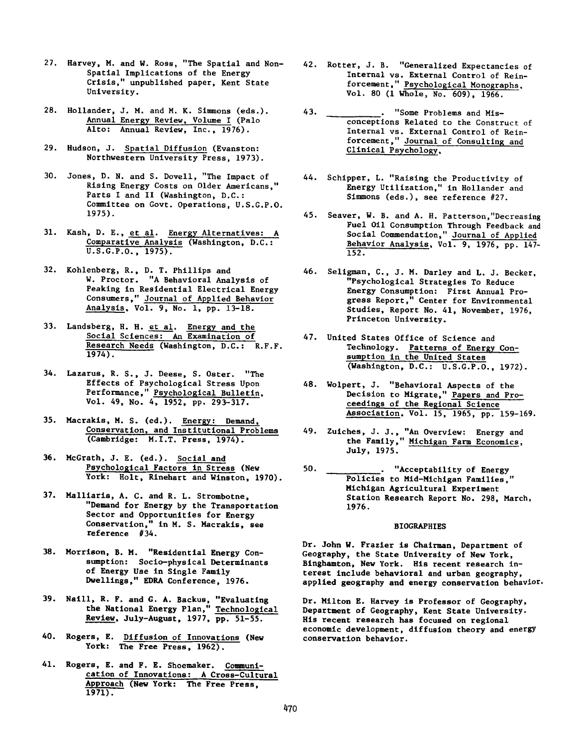27. Harvey, M. and W. Ross, "The Spatial and Non-Spatial Implications of the Energy Crisis," unpublished paper, Kent State University.

28. Hollander, J. M. and M. K. Simmons (eds.). Annual Energy Review, Volume I (Palo Alto: Annual Review, Inc., 1976).

29. Hudson, J. Spatial Diffusion (Evanston: Northwestern University Press, 1973).

30. Jones, D. N. and S. Dovell, "The Impact of Rising Energy Costs on Older Americans," Parts I and II (Washington, D.C.: Committee on Govt. Operations, U.S.G.P.O. 1975).

31. Kash, D. E., et al. Energy Alternatives: A Comparative Analysis (Washington, D.C.: U.S.G.P.O., 1975).

32. Kohlenberg, R., D. T. Phillips and W. Proctor. "A Behavioral Analysis of Peaking in Residential Electrical Energy Consumers," Journal of Applied Behavior Analysis, Vol. 9, No. 1, pp. 13-18.

33. Landsberg, H. H. et al. Energy and the Social Sciences: An Examination of Research Needs (Washington, D.C.: R.F.F. 1974).

34. Lazarus, R. S., J. Deese, S. Oster. "The Effects of Psychological Stress Upon Performance," Psychological Bulletin, Vol. 49, No. 4, 1952, pp. 293-317.

35. Macrakis, M. S. (ed.). Energy: Demand, Conservation, and Institutional Problems (Cambridge: M.I.T. Press, 1974).

36. McGrath, J. E. (ed.). Social and Psychological Factors in Stress (New York: Holt, Rinehart and Winston, 1970).

37. Malliaris, A. C. and R. L. Strombotne, "Demand for Energy by the Transportation Sector and Opportunities for Energy Conservation," in M. S. Macrakis, see reference #34.

38. Morrison, B. M. "Residential Energy Consumption: Socio-physical Determinants of Energy Use in Single Family Dwellings," EDRA Conference, 1976.

39. Naill, R. F. and G. A. Backus, "Evaluating the National Energy Plan," Technological Review, July-August, 1977, pp. 51-55.

40. Rogers, E. Diffusion of Innovations (New York: The Free Press, 1962).

41. Rogers, E. and F. E. Shoemaker. Communication of Innovations: A Cross-Cultural Approach (New York: The Free Press, 1971).

42. Rotter, J. B. "Generalized Expectancies of Internal vs. External Control of Reinforcement," Psychological Monographs, Vol. 80 (1 Whole, No. 609), 1966.

43. __________. "Some Problems and Misconceptions Related to the Construct of Internal vs. External Control of Reinforcement," Journal of Consulting and Clinical Psychology,

44. Schipper, L. "Raising the Productivity of Energy Utilization," in Hollander and Simmons (eds.), see reference #27.

45. Seaver, W. B. and A. H. Patterson,"Decreasing Fuel Oil Consumption Through Feedback and Social Commendation," Journal of Applied Behavior Analysis, Vol. 9, 1976, pp. 147-152.

46. Seligman, C., J. M. Darley and L. J. Becker, "Psychological Strategies To Reduce Energy Consumption: First Annual Progress Report," Center for Environmental Studies, Report No. 41, November, 1976, Princeton University.

47. United States Office of Science and Technology. Patterns of Energy Consumption in the United States (Washington, D.C.: U.S.G.P.O., 1972).

48. Wolpert, J. "Behavioral Aspects of the Decision to Migrate," Papers and Proceedings of the Regional Science Association, Vol. 15, 1965, pp. 159-169.

49. Zuiches, J. J., "An Overview: Energy and the Family," Michigan Farm Economics, July, 1975.

50. __________. "Acceptability of Energy Policies to Mid-Michigan Families," Michigan Agricultural Experiment Station Research Report No. 298, March, 1976.

## BIOGRAPHIES

Dr. John W. Frazier is Chairman, Department of Geography, the State University of New York, Binghamton, New York. His recent research interest include behavioral and urban geography, applied geography and energy conservation behavior.

Dr. Milton E. Harvey is Professor of Geography, Department of Geography, Kent State University. His recent research has focused on regional economic development, diffusion theory and energy conservation behavior.